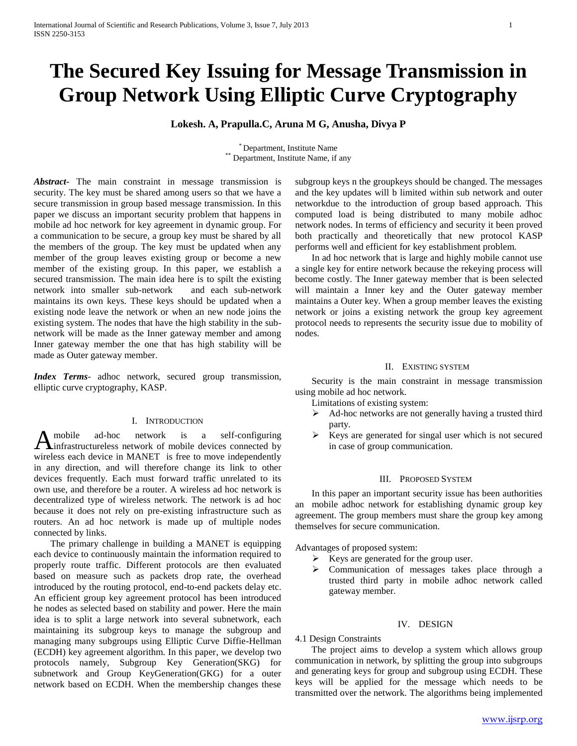# The Secured Key Issuing for Message Transmission in Group Network Using Elliptic Curve Cryptography

**Lokesh. A, Prapulla.C, Aruna M G, Anusha, Divya P**

[*] Department, Institute Name
[**] Department, Institute Name, if any

***Abstract-*** The main constraint in message transmission is security. The key must be shared among users so that we have a secure transmission in group based message transmission. In this paper we discuss an important security problem that happens in mobile ad hoc network for key agreement in dynamic group. For a communication to be secure, a group key must be shared by all the members of the group. The key must be updated when any member of the group leaves existing group or become a new member of the existing group. In this paper, we establish a secured transmission. The main idea here is to spilt the existing network into smaller sub-network and each sub-network maintains its own keys. These keys should be updated when a existing node leave the network or when an new node joins the existing system. The nodes that have the high stability in the sub-network will be made as the Inner gateway member and among Inner gateway member the one that has high stability will be made as Outer gateway member.

***Index Terms*-** adhoc network, secured group transmission, elliptic curve cryptography, KASP.

## I. Introduction

A mobile ad-hoc network is a self-configuring infrastructureless network of mobile devices connected by wireless each device in MANET is free to move independently in any direction, and will therefore change its link to other devices frequently. Each must forward traffic unrelated to its own use, and therefore be a router. A wireless ad hoc network is decentralized type of wireless network. The network is ad hoc because it does not rely on pre-existing infrastructure such as routers. An ad hoc network is made up of multiple nodes connected by links.

The primary challenge in building a MANET is equipping each device to continuously maintain the information required to properly route traffic. Different protocols are then evaluated based on measure such as packets drop rate, the overhead introduced by the routing protocol, end-to-end packets delay etc. An efficient group key agreement protocol has been introduced he nodes as selected based on stability and power. Here the main idea is to split a large network into several subnetwork, each maintaining its subgroup keys to manage the subgroup and managing many subgroups using Elliptic Curve Diffie-Hellman (ECDH) key agreement algorithm. In this paper, we develop two protocols namely, Subgroup Key Generation(SKG) for subnetwork and Group KeyGeneration(GKG) for a outer network based on ECDH. When the membership changes these subgroup keys n the groupkeys should be changed. The messages and the key updates will b limited within sub network and outer networkdue to the introduction of group based approach. This computed load is being distributed to many mobile adhoc network nodes. In terms of efficiency and security it been proved both practically and theoretically that new protocol KASP performs well and efficient for key establishment problem.

In ad hoc network that is large and highly mobile cannot use a single key for entire network because the rekeying process will become costly. The Inner gateway member that is been selected will maintain a Inner key and the Outer gateway member maintains a Outer key. When a group member leaves the existing network or joins a existing network the group key agreement protocol needs to represents the security issue due to mobility of nodes.

## II. Existing System

Security is the main constraint in message transmission using mobile ad hoc network.

Limitations of existing system:

- Ad-hoc networks are not generally having a trusted third party.
- Keys are generated for singal user which is not secured in case of group communication.

## III. Proposed System

In this paper an important security issue has been authorities an mobile adhoc network for establishing dynamic group key agreement. The group members must share the group key among themselves for secure communication.

Advantages of proposed system:

- Keys are generated for the group user.
- Communication of messages takes place through a trusted third party in mobile adhoc network called gateway member.

## IV. Design

### 4.1 Design Constraints

The project aims to develop a system which allows group communication in network, by splitting the group into subgroups and generating keys for group and subgroup using ECDH. These keys will be applied for the message which needs to be transmitted over the network. The algorithms being implemented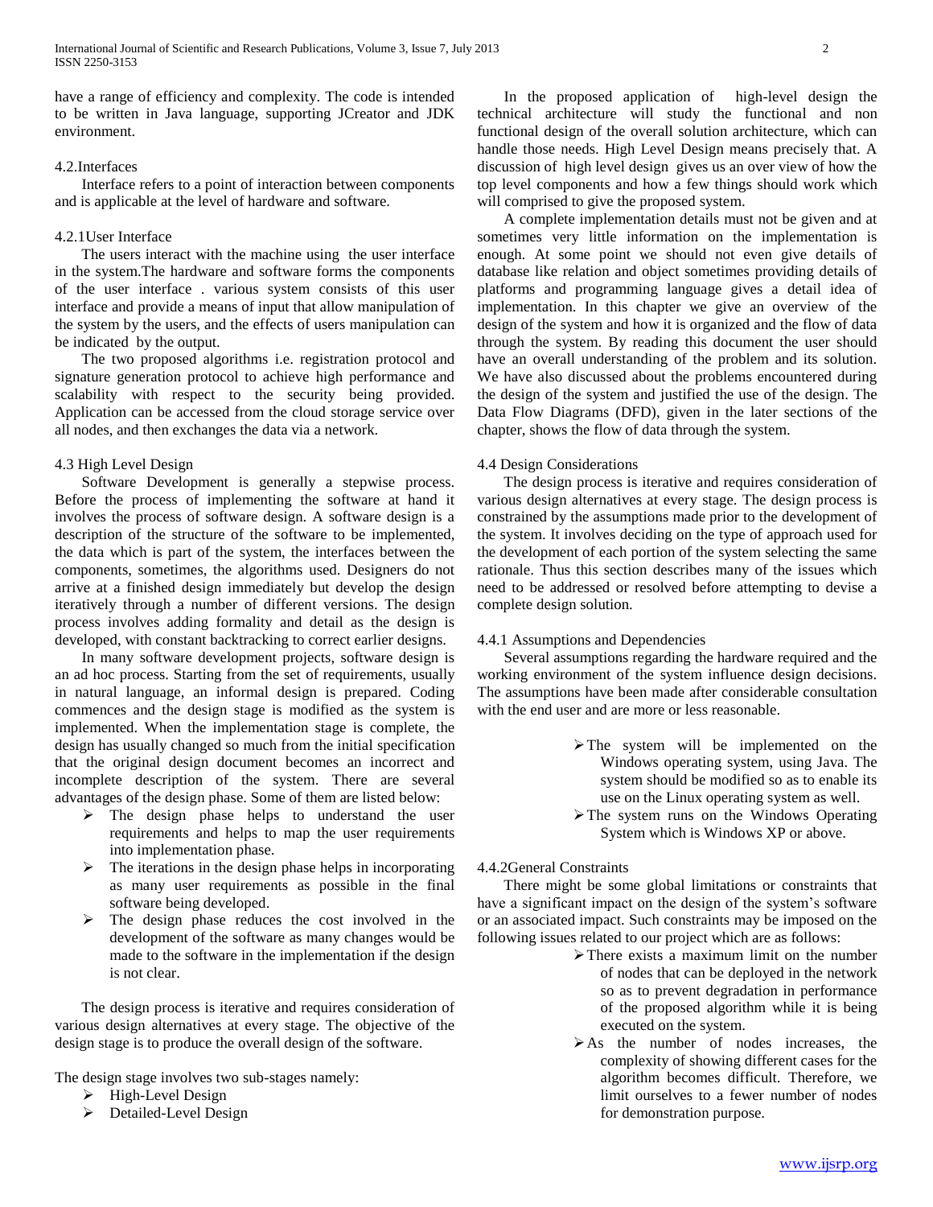have a range of efficiency and complexity. The code is intended to be written in Java language, supporting JCreator and JDK environment.

### 4.2.Interfaces

Interface refers to a point of interaction between components and is applicable at the level of hardware and software.

#### 4.2.1User Interface

The users interact with the machine using the user interface in the system.The hardware and software forms the components of the user interface . various system consists of this user interface and provide a means of input that allow manipulation of the system by the users, and the effects of users manipulation can be indicated by the output.

The two proposed algorithms i.e. registration protocol and signature generation protocol to achieve high performance and scalability with respect to the security being provided. Application can be accessed from the cloud storage service over all nodes, and then exchanges the data via a network.

### 4.3 High Level Design

Software Development is generally a stepwise process. Before the process of implementing the software at hand it involves the process of software design. A software design is a description of the structure of the software to be implemented, the data which is part of the system, the interfaces between the components, sometimes, the algorithms used. Designers do not arrive at a finished design immediately but develop the design iteratively through a number of different versions. The design process involves adding formality and detail as the design is developed, with constant backtracking to correct earlier designs.

In many software development projects, software design is an ad hoc process. Starting from the set of requirements, usually in natural language, an informal design is prepared. Coding commences and the design stage is modified as the system is implemented. When the implementation stage is complete, the design has usually changed so much from the initial specification that the original design document becomes an incorrect and incomplete description of the system. There are several advantages of the design phase. Some of them are listed below:

- The design phase helps to understand the user requirements and helps to map the user requirements into implementation phase.
- The iterations in the design phase helps in incorporating as many user requirements as possible in the final software being developed.
- The design phase reduces the cost involved in the development of the software as many changes would be made to the software in the implementation if the design is not clear.

The design process is iterative and requires consideration of various design alternatives at every stage. The objective of the design stage is to produce the overall design of the software.

The design stage involves two sub-stages namely:

- High-Level Design
- Detailed-Level Design

In the proposed application of high-level design the technical architecture will study the functional and non functional design of the overall solution architecture, which can handle those needs. High Level Design means precisely that. A discussion of high level design gives us an over view of how the top level components and how a few things should work which will comprised to give the proposed system.

A complete implementation details must not be given and at sometimes very little information on the implementation is enough. At some point we should not even give details of database like relation and object sometimes providing details of platforms and programming language gives a detail idea of implementation. In this chapter we give an overview of the design of the system and how it is organized and the flow of data through the system. By reading this document the user should have an overall understanding of the problem and its solution. We have also discussed about the problems encountered during the design of the system and justified the use of the design. The Data Flow Diagrams (DFD), given in the later sections of the chapter, shows the flow of data through the system.

### 4.4 Design Considerations

The design process is iterative and requires consideration of various design alternatives at every stage. The design process is constrained by the assumptions made prior to the development of the system. It involves deciding on the type of approach used for the development of each portion of the system selecting the same rationale. Thus this section describes many of the issues which need to be addressed or resolved before attempting to devise a complete design solution.

#### 4.4.1 Assumptions and Dependencies

Several assumptions regarding the hardware required and the working environment of the system influence design decisions. The assumptions have been made after considerable consultation with the end user and are more or less reasonable.

- The system will be implemented on the Windows operating system, using Java. The system should be modified so as to enable its use on the Linux operating system as well.
- The system runs on the Windows Operating System which is Windows XP or above.

#### 4.4.2General Constraints

There might be some global limitations or constraints that have a significant impact on the design of the system's software or an associated impact. Such constraints may be imposed on the following issues related to our project which are as follows:

- There exists a maximum limit on the number of nodes that can be deployed in the network so as to prevent degradation in performance of the proposed algorithm while it is being executed on the system.
- As the number of nodes increases, the complexity of showing different cases for the algorithm becomes difficult. Therefore, we limit ourselves to a fewer number of nodes for demonstration purpose.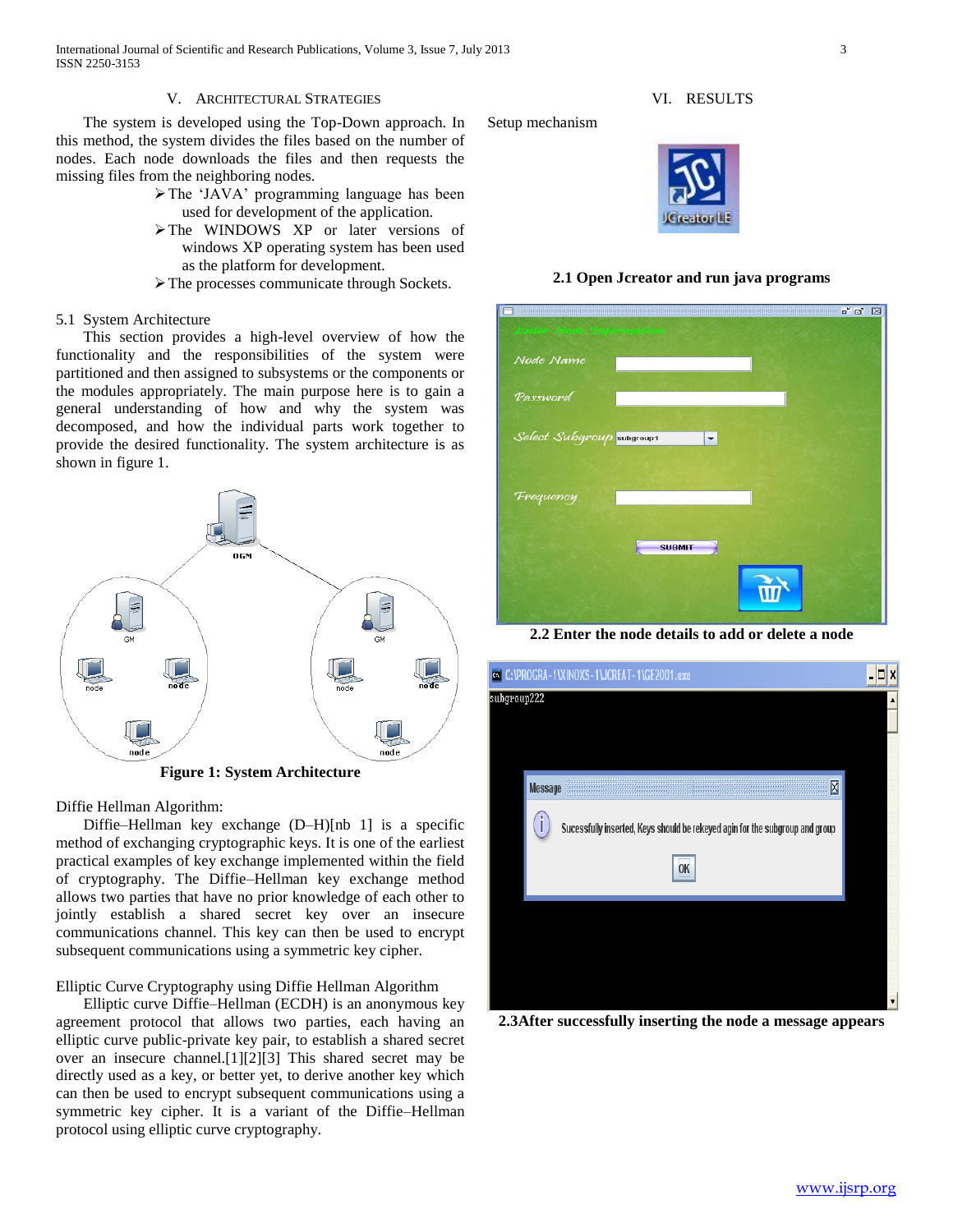## V. Architectural Strategies

The system is developed using the Top-Down approach. In this method, the system divides the files based on the number of nodes. Each node downloads the files and then requests the missing files from the neighboring nodes.

- The 'JAVA' programming language has been used for development of the application.
- The WINDOWS XP or later versions of windows XP operating system has been used as the platform for development.
- The processes communicate through Sockets.

### 5.1 System Architecture

This section provides a high-level overview of how the functionality and the responsibilities of the system were partitioned and then assigned to subsystems or the components or the modules appropriately. The main purpose here is to gain a general understanding of how and why the system was decomposed, and how the individual parts work together to provide the desired functionality. The system architecture is as shown in figure 1.

**Figure 1: System Architecture**

Diffie Hellman Algorithm:

Diffie–Hellman key exchange (D–H)[nb 1] is a specific method of exchanging cryptographic keys. It is one of the earliest practical examples of key exchange implemented within the field of cryptography. The Diffie–Hellman key exchange method allows two parties that have no prior knowledge of each other to jointly establish a shared secret key over an insecure communications channel. This key can then be used to encrypt subsequent communications using a symmetric key cipher.

Elliptic Curve Cryptography using Diffie Hellman Algorithm

Elliptic curve Diffie–Hellman (ECDH) is an anonymous key agreement protocol that allows two parties, each having an elliptic curve public-private key pair, to establish a shared secret over an insecure channel.[1][2][3] This shared secret may be directly used as a key, or better yet, to derive another key which can then be used to encrypt subsequent communications using a symmetric key cipher. It is a variant of the Diffie–Hellman protocol using elliptic curve cryptography.

## VI. Results

Setup mechanism

**2.1 Open Jcreator and run java programs**

**2.2 Enter the node details to add or delete a node**

**2.3After successfully inserting the node a message appears**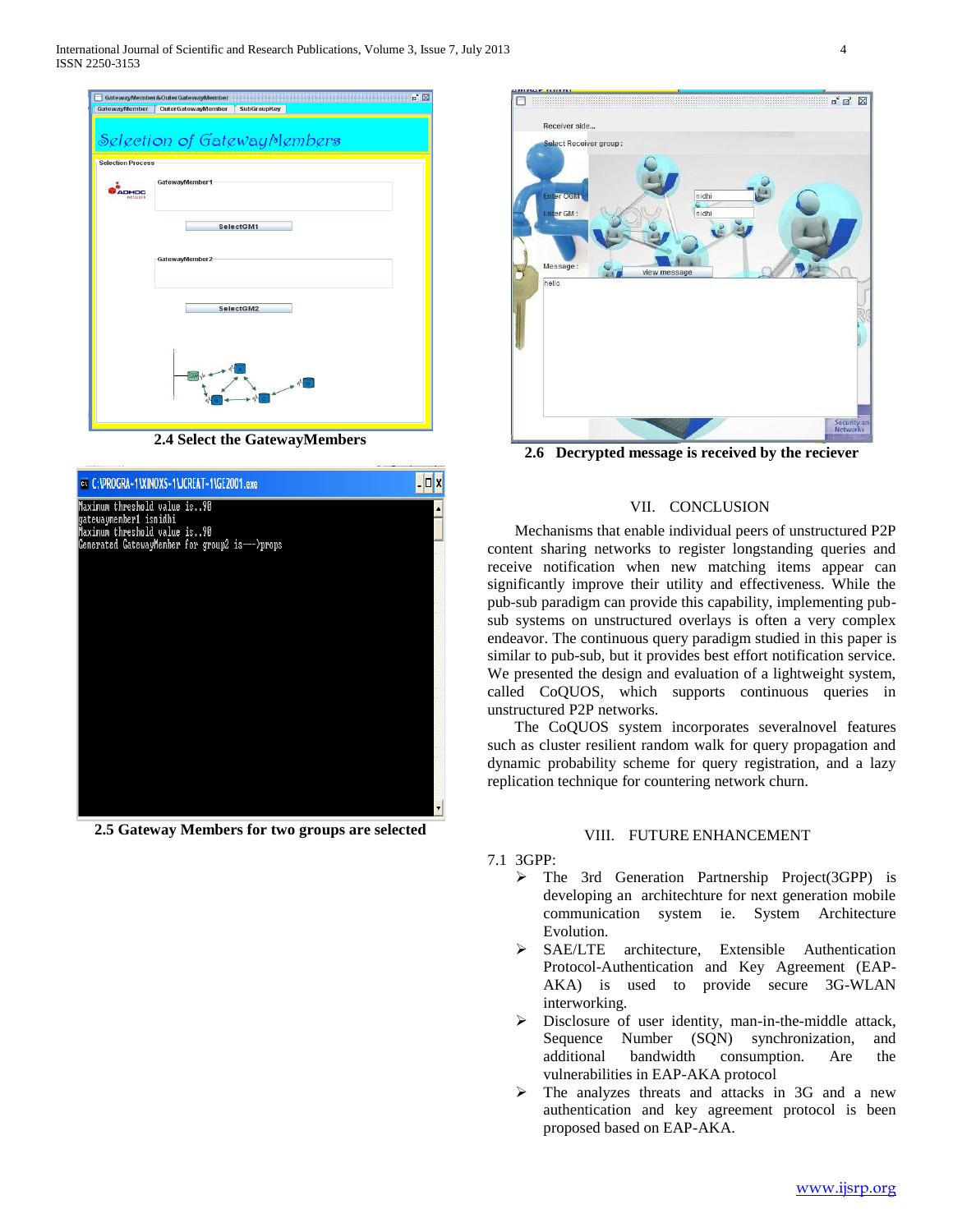2.4 Select the GatewayMembers

2.5 Gateway Members for two groups are selected

2.6 Decrypted message is received by the reciever

## VII. CONCLUSION

Mechanisms that enable individual peers of unstructured P2P content sharing networks to register longstanding queries and receive notification when new matching items appear can significantly improve their utility and effectiveness. While the pub-sub paradigm can provide this capability, implementing pub-sub systems on unstructured overlays is often a very complex endeavor. The continuous query paradigm studied in this paper is similar to pub-sub, but it provides best effort notification service. We presented the design and evaluation of a lightweight system, called CoQUOS, which supports continuous queries in unstructured P2P networks.

The CoQUOS system incorporates severalnovel features such as cluster resilient random walk for query propagation and dynamic probability scheme for query registration, and a lazy replication technique for countering network churn.

## VIII. FUTURE ENHANCEMENT

7.1 3GPP:

- The 3rd Generation Partnership Project(3GPP) is developing an architechture for next generation mobile communication system ie. System Architecture Evolution.
- SAE/LTE architecture, Extensible Authentication Protocol-Authentication and Key Agreement (EAP-AKA) is used to provide secure 3G-WLAN interworking.
- Disclosure of user identity, man-in-the-middle attack, Sequence Number (SQN) synchronization, and additional bandwidth consumption. Are the vulnerabilities in EAP-AKA protocol
- The analyzes threats and attacks in 3G and a new authentication and key agreement protocol is been proposed based on EAP-AKA.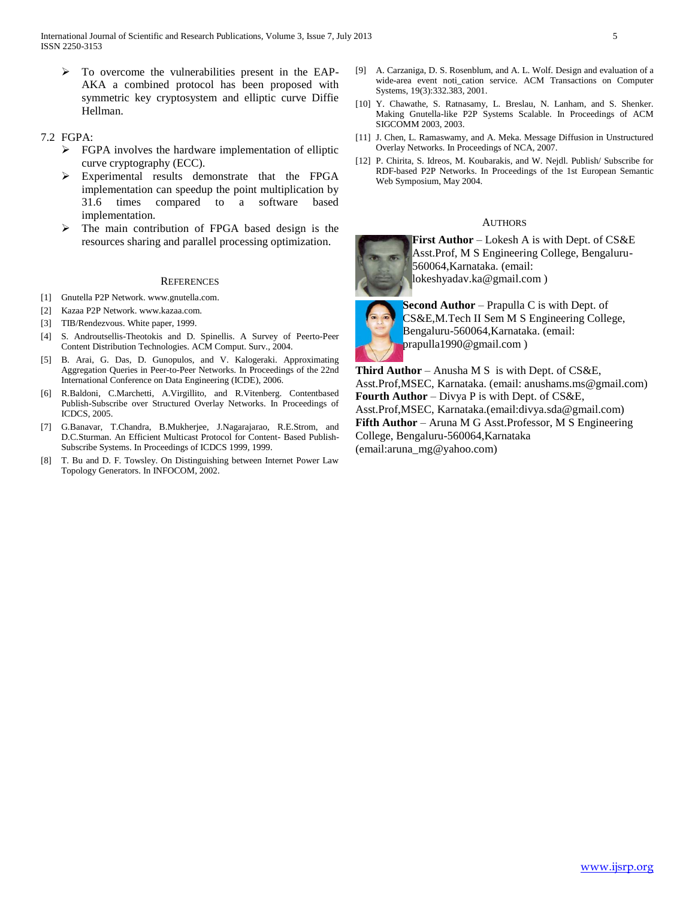- To overcome the vulnerabilities present in the EAP-AKA a combined protocol has been proposed with symmetric key cryptosystem and elliptic curve Diffie Hellman.

7.2 FGPA:

- FGPA involves the hardware implementation of elliptic curve cryptography (ECC).
- Experimental results demonstrate that the FPGA implementation can speedup the point multiplication by 31.6 times compared to a software based implementation.
- The main contribution of FPGA based design is the resources sharing and parallel processing optimization.

## REFERENCES

[1] Gnutella P2P Network. www.gnutella.com.

[2] Kazaa P2P Network. www.kazaa.com.

[3] TIB/Rendezvous. White paper, 1999.

[4] S. Androutsellis-Theotokis and D. Spinellis. A Survey of Peerto-Peer Content Distribution Technologies. ACM Comput. Surv., 2004.

[5] B. Arai, G. Das, D. Gunopulos, and V. Kalogeraki. Approximating Aggregation Queries in Peer-to-Peer Networks. In Proceedings of the 22nd International Conference on Data Engineering (ICDE), 2006.

[6] R.Baldoni, C.Marchetti, A.Virgillito, and R.Vitenberg. Contentbased Publish-Subscribe over Structured Overlay Networks. In Proceedings of ICDCS, 2005.

[7] G.Banavar, T.Chandra, B.Mukherjee, J.Nagarajarao, R.E.Strom, and D.C.Sturman. An Efficient Multicast Protocol for Content- Based Publish-Subscribe Systems. In Proceedings of ICDCS 1999, 1999.

[8] T. Bu and D. F. Towsley. On Distinguishing between Internet Power Law Topology Generators. In INFOCOM, 2002.

[9] A. Carzaniga, D. S. Rosenblum, and A. L. Wolf. Design and evaluation of a wide-area event noti_cation service. ACM Transactions on Computer Systems, 19(3):332.383, 2001.

[10] Y. Chawathe, S. Ratnasamy, L. Breslau, N. Lanham, and S. Shenker. Making Gnutella-like P2P Systems Scalable. In Proceedings of ACM SIGCOMM 2003, 2003.

[11] J. Chen, L. Ramaswamy, and A. Meka. Message Diffusion in Unstructured Overlay Networks. In Proceedings of NCA, 2007.

[12] P. Chirita, S. Idreos, M. Koubarakis, and W. Nejdl. Publish/ Subscribe for RDF-based P2P Networks. In Proceedings of the 1st European Semantic Web Symposium, May 2004.

## AUTHORS

**First Author** – Lokesh A is with Dept. of CS&E Asst.Prof, M S Engineering College, Bengaluru-560064,Karnataka. (email: lokeshyadav.ka@gmail.com )

**Second Author** – Prapulla C is with Dept. of CS&E,M.Tech II Sem M S Engineering College, Bengaluru-560064,Karnataka. (email: prapulla1990@gmail.com )

**Third Author** – Anusha M S is with Dept. of CS&E, Asst.Prof,MSEC, Karnataka. (email: anushams.ms@gmail.com)

**Fourth Author** – Divya P is with Dept. of CS&E, Asst.Prof,MSEC, Karnataka.(email:divya.sda@gmail.com)

**Fifth Author** – Aruna M G Asst.Professor, M S Engineering College, Bengaluru-560064,Karnataka (email:aruna_mg@yahoo.com)